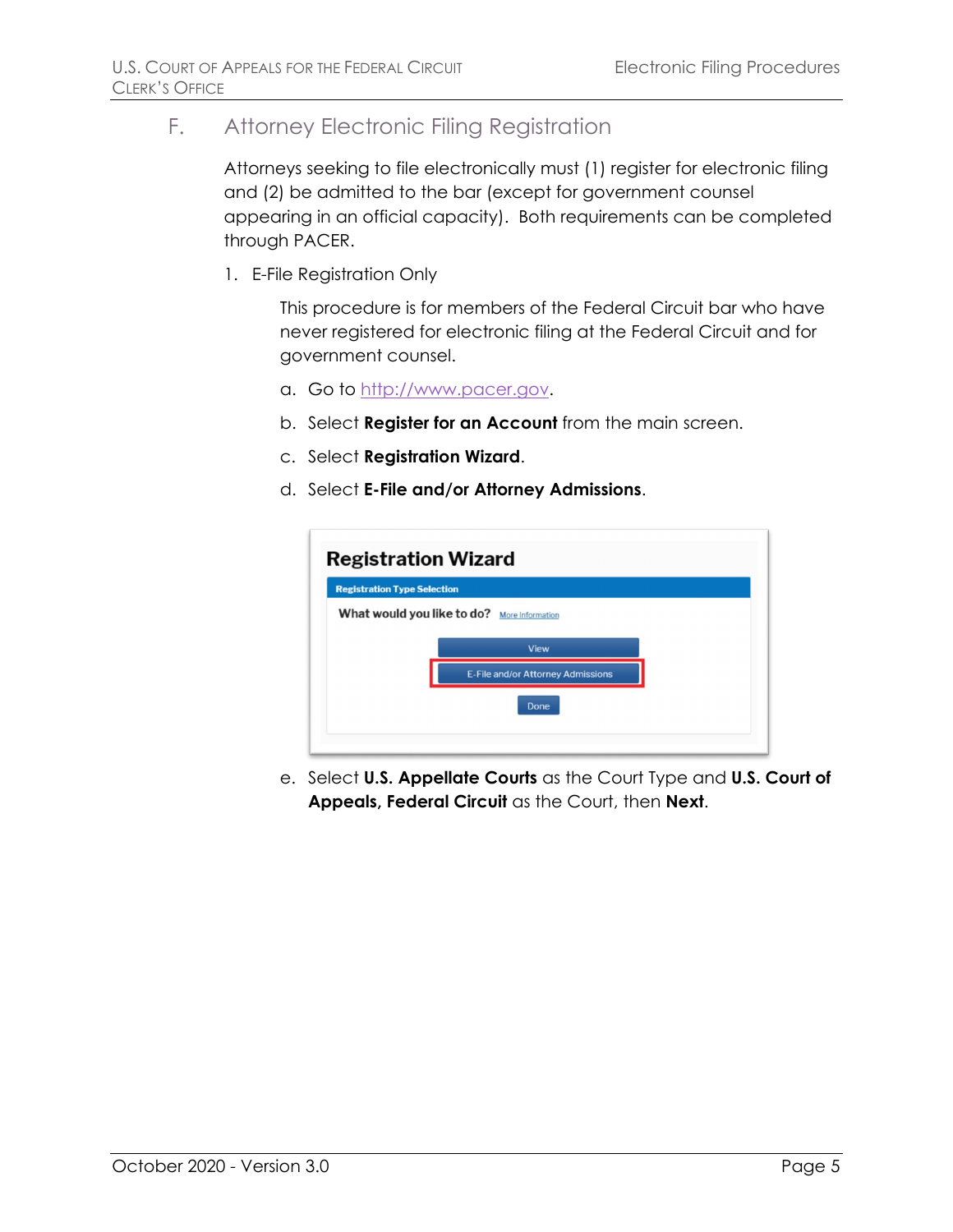## F. Attorney Electronic Filing Registration

Attorneys seeking to file electronically must (1) register for electronic filing and (2) be admitted to the bar (except for government counsel appearing in an official capacity). Both requirements can be completed through PACER.

1. E-File Registration Only

   This procedure is for members of the Federal Circuit bar who have never registered for electronic filing at the Federal Circuit and for government counsel.

   a. Go to http://www.pacer.gov.

   b. Select **Register for an Account** from the main screen.

   c. Select **Registration Wizard**.

   d. Select **E-File and/or Attorney Admissions**.

   e. Select **U.S. Appellate Courts** as the Court Type and **U.S. Court of Appeals, Federal Circuit** as the Court, then **Next**.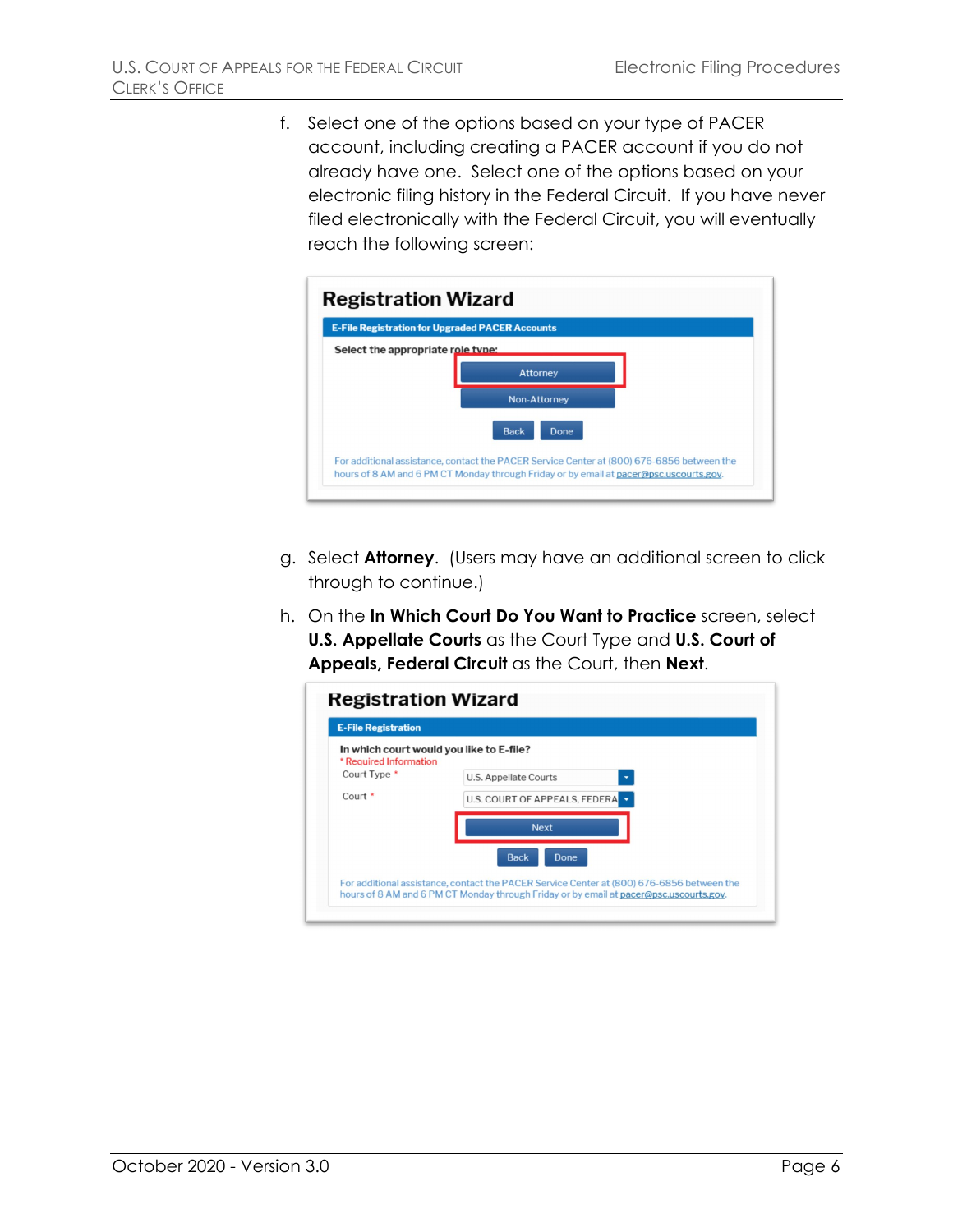f. Select one of the options based on your type of PACER account, including creating a PACER account if you do not already have one. Select one of the options based on your electronic filing history in the Federal Circuit. If you have never filed electronically with the Federal Circuit, you will eventually reach the following screen:

**Registration Wizard**

**E-File Registration for Upgraded PACER Accounts**

**Select the appropriate role type:**

Attorney

Non-Attorney

Back  Done

For additional assistance, contact the PACER Service Center at (800) 676-6856 between the hours of 8 AM and 6 PM CT Monday through Friday or by email at pacer@psc.uscourts.gov.

g. Select **Attorney**. (Users may have an additional screen to click through to continue.)

h. On the **In Which Court Do You Want to Practice** screen, select **U.S. Appellate Courts** as the Court Type and **U.S. Court of Appeals, Federal Circuit** as the Court, then **Next**.

**Registration Wizard**

**E-File Registration**

**In which court would you like to E-file?**

\* Required Information

Court Type \* U.S. Appellate Courts

Court \* U.S. COURT OF APPEALS, FEDERA

Next

Back  Done

For additional assistance, contact the PACER Service Center at (800) 676-6856 between the hours of 8 AM and 6 PM CT Monday through Friday or by email at pacer@psc.uscourts.gov.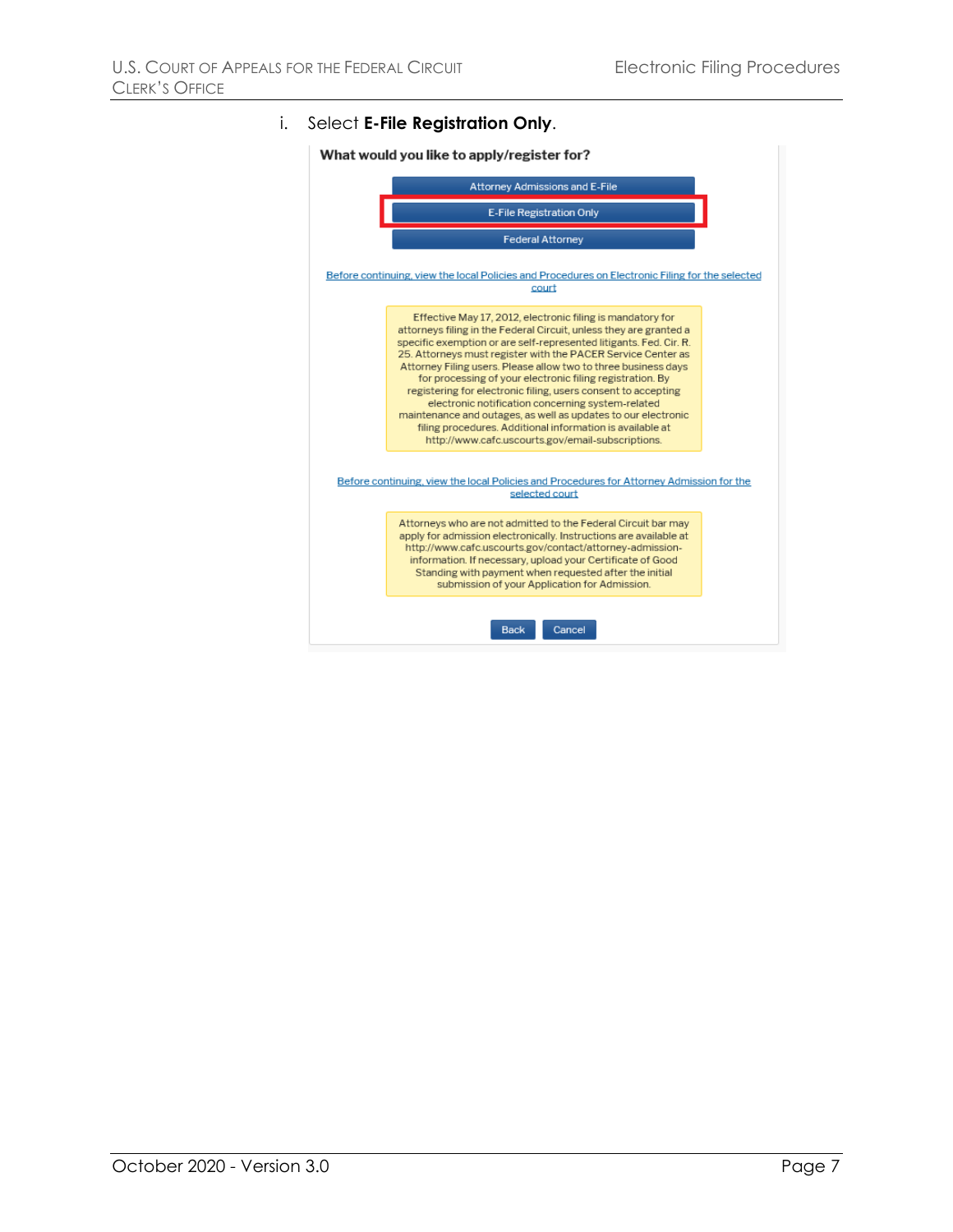i. Select **E-File Registration Only**.

**What would you like to apply/register for?**

Attorney Admissions and E-File

E-File Registration Only

Federal Attorney

Before continuing, view the local Policies and Procedures on Electronic Filing for the selected court

Effective May 17, 2012, electronic filing is mandatory for attorneys filing in the Federal Circuit, unless they are granted a specific exemption or are self-represented litigants. Fed. Cir. R. 25. Attorneys must register with the PACER Service Center as Attorney Filing users. Please allow two to three business days for processing of your electronic filing registration. By registering for electronic filing, users consent to accepting electronic notification concerning system-related maintenance and outages, as well as updates to our electronic filing procedures. Additional information is available at http://www.cafc.uscourts.gov/email-subscriptions.

Before continuing, view the local Policies and Procedures for Attorney Admission for the selected court

Attorneys who are not admitted to the Federal Circuit bar may apply for admission electronically. Instructions are available at http://www.cafc.uscourts.gov/contact/attorney-admission-information. If necessary, upload your Certificate of Good Standing with payment when requested after the initial submission of your Application for Admission.

Back Cancel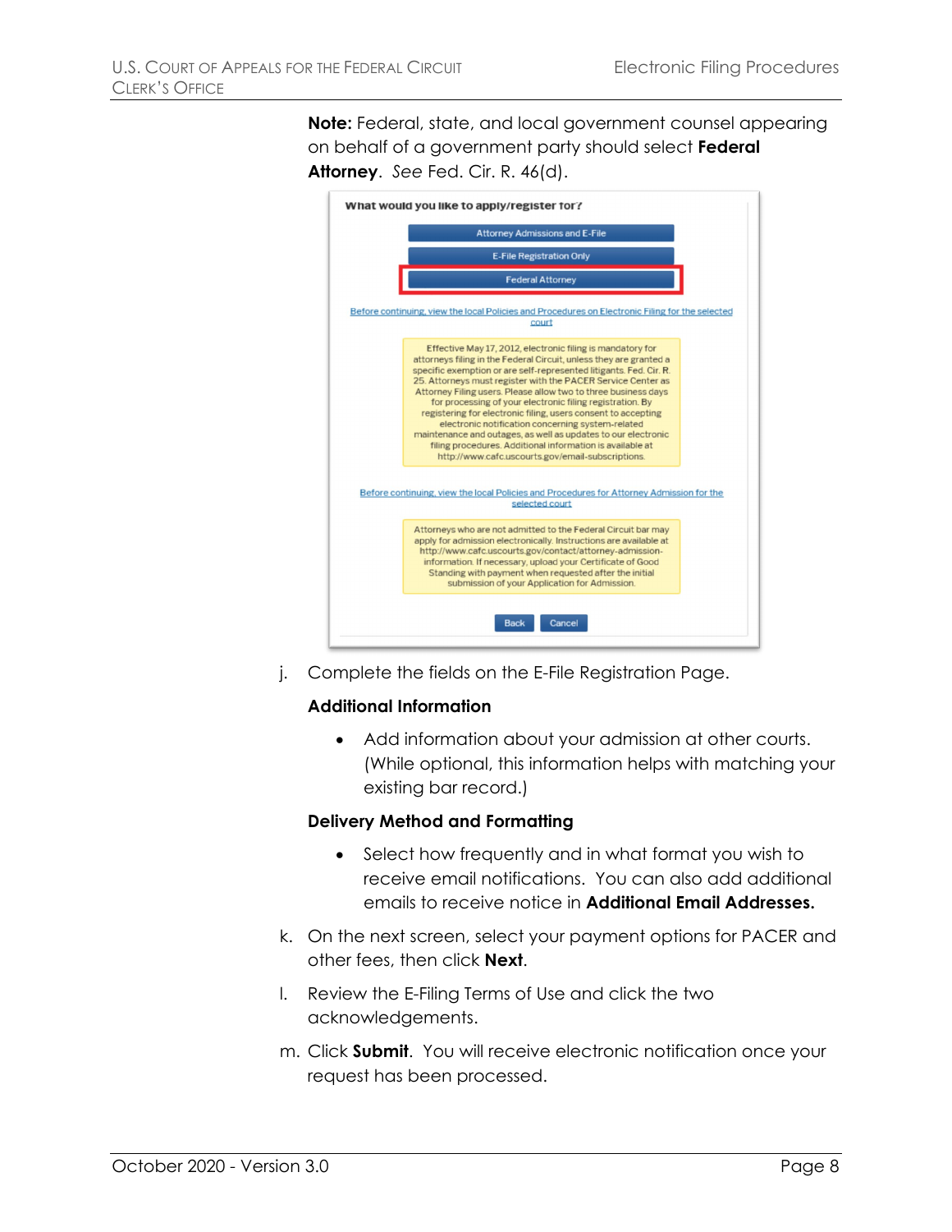**Note:** Federal, state, and local government counsel appearing on behalf of a government party should select **Federal Attorney**. *See* Fed. Cir. R. 46(d).

What would you like to apply/register for?

Attorney Admissions and E-File

E-File Registration Only

Federal Attorney

Before continuing, view the local Policies and Procedures on Electronic Filing for the selected court

Effective May 17, 2012, electronic filing is mandatory for attorneys filing in the Federal Circuit, unless they are granted a specific exemption or are self-represented litigants. Fed. Cir. R. 25. Attorneys must register with the PACER Service Center as Attorney Filing users. Please allow two to three business days for processing of your electronic filing registration. By registering for electronic filing, users consent to accepting electronic notification concerning system-related maintenance and outages, as well as updates to our electronic filing procedures. Additional information is available at http://www.cafc.uscourts.gov/email-subscriptions.

Before continuing, view the local Policies and Procedures for Attorney Admission for the selected court

Attorneys who are not admitted to the Federal Circuit bar may apply for admission electronically. Instructions are available at http://www.cafc.uscourts.gov/contact/attorney-admission-information. If necessary, upload your Certificate of Good Standing with payment when requested after the initial submission of your Application for Admission.

Back | Cancel

j. Complete the fields on the E-File Registration Page.

**Additional Information**

- Add information about your admission at other courts. (While optional, this information helps with matching your existing bar record.)

**Delivery Method and Formatting**

- Select how frequently and in what format you wish to receive email notifications. You can also add additional emails to receive notice in **Additional Email Addresses.**

k. On the next screen, select your payment options for PACER and other fees, then click **Next**.

l. Review the E-Filing Terms of Use and click the two acknowledgements.

m. Click **Submit**. You will receive electronic notification once your request has been processed.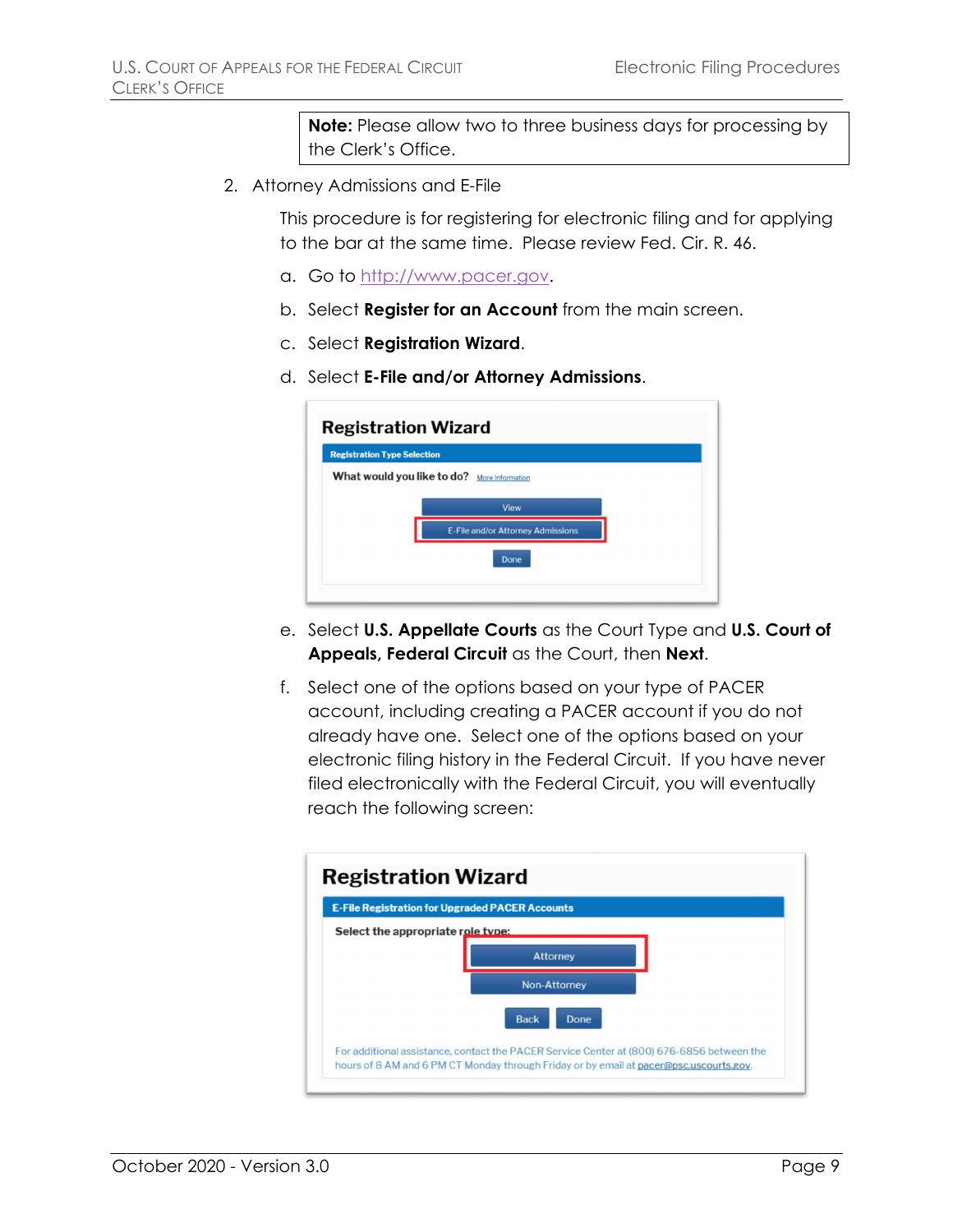> **Note:** Please allow two to three business days for processing by the Clerk's Office.

2. Attorney Admissions and E-File

   This procedure is for registering for electronic filing and for applying to the bar at the same time. Please review Fed. Cir. R. 46.

   a. Go to http://www.pacer.gov.

   b. Select **Register for an Account** from the main screen.

   c. Select **Registration Wizard**.

   d. Select **E-File and/or Attorney Admissions**.

   e. Select **U.S. Appellate Courts** as the Court Type and **U.S. Court of Appeals, Federal Circuit** as the Court, then **Next**.

   f. Select one of the options based on your type of PACER account, including creating a PACER account if you do not already have one. Select one of the options based on your electronic filing history in the Federal Circuit. If you have never filed electronically with the Federal Circuit, you will eventually reach the following screen: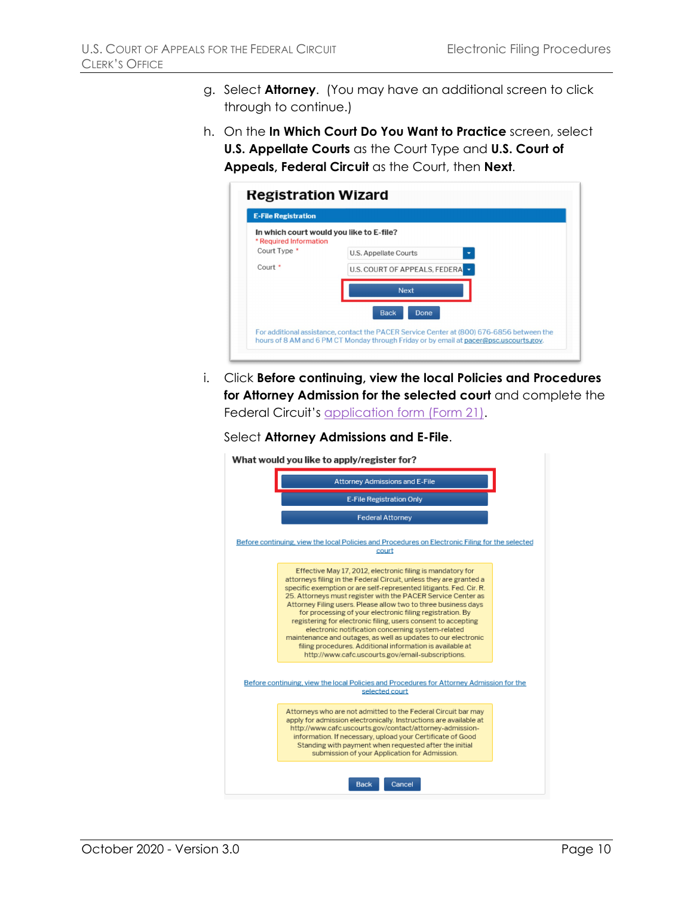g. Select **Attorney**. (You may have an additional screen to click through to continue.)

h. On the **In Which Court Do You Want to Practice** screen, select **U.S. Appellate Courts** as the Court Type and **U.S. Court of Appeals, Federal Circuit** as the Court, then **Next**.

**Registration Wizard**

**E-File Registration**

**In which court would you like to E-file?**

\* Required Information

Court Type \* U.S. Appellate Courts

Court \* U.S. COURT OF APPEALS, FEDERA

Next

Back Done

For additional assistance, contact the PACER Service Center at (800) 676-6856 between the hours of 8 AM and 6 PM CT Monday through Friday or by email at pacer@psc.uscourts.gov.

i. Click **Before continuing, view the local Policies and Procedures for Attorney Admission for the selected court** and complete the Federal Circuit's application form (Form 21).

Select **Attorney Admissions and E-File**.

**What would you like to apply/register for?**

Attorney Admissions and E-File

E-File Registration Only

Federal Attorney

Before continuing, view the local Policies and Procedures on Electronic Filing for the selected court

Effective May 17, 2012, electronic filing is mandatory for attorneys filing in the Federal Circuit, unless they are granted a specific exemption or are self-represented litigants. Fed. Cir. R. 25. Attorneys must register with the PACER Service Center as Attorney Filing users. Please allow two to three business days for processing of your electronic filing registration. By registering for electronic filing, users consent to accepting electronic notification concerning system-related maintenance and outages, as well as updates to our electronic filing procedures. Additional information is available at http://www.cafc.uscourts.gov/email-subscriptions.

Before continuing, view the local Policies and Procedures for Attorney Admission for the selected court

Attorneys who are not admitted to the Federal Circuit bar may apply for admission electronically. Instructions are available at http://www.cafc.uscourts.gov/contact/attorney-admission-information. If necessary, upload your Certificate of Good Standing with payment when requested after the initial submission of your Application for Admission.

Back Cancel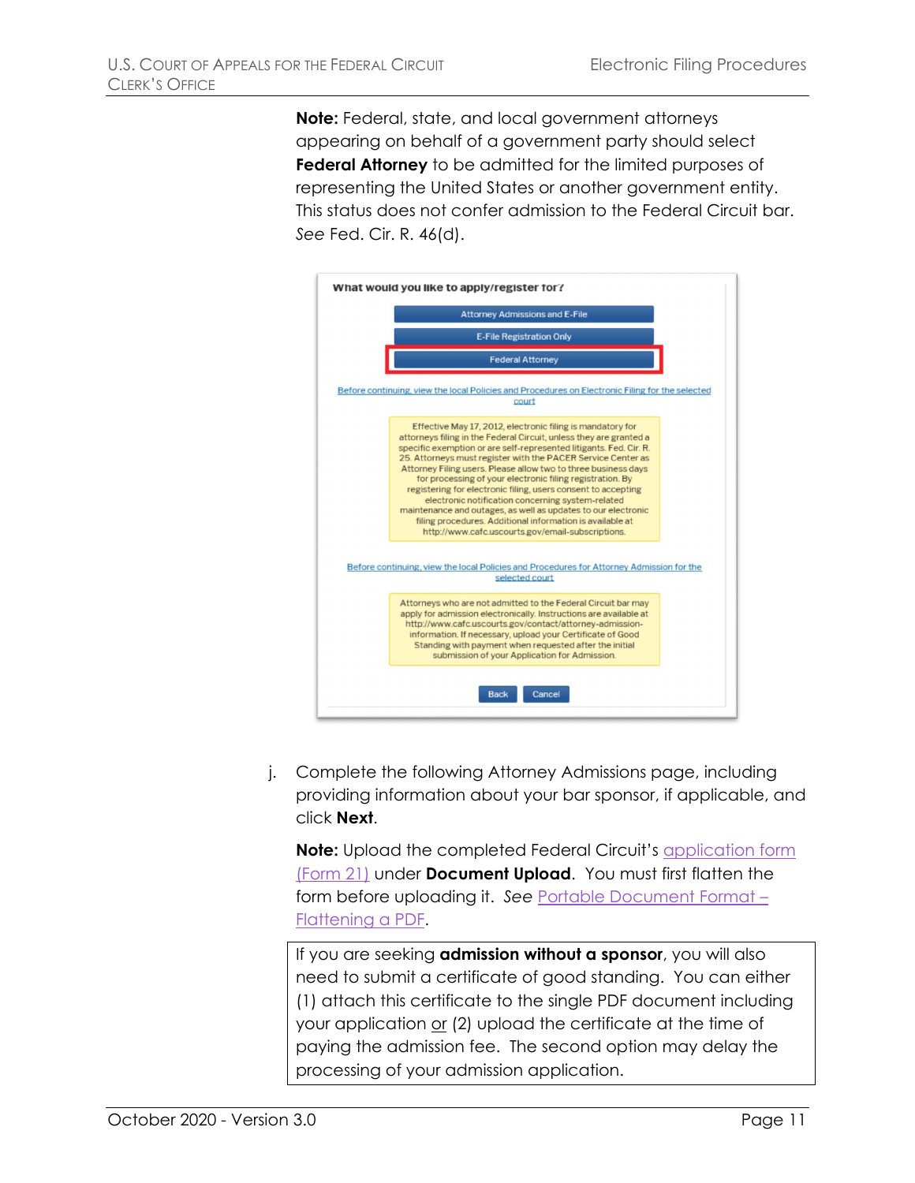**Note:** Federal, state, and local government attorneys appearing on behalf of a government party should select **Federal Attorney** to be admitted for the limited purposes of representing the United States or another government entity. This status does not confer admission to the Federal Circuit bar. *See* Fed. Cir. R. 46(d).

What would you like to apply/register for?

Attorney Admissions and E-File

E-File Registration Only

Federal Attorney

Before continuing, view the local Policies and Procedures on Electronic Filing for the selected court

Effective May 17, 2012, electronic filing is mandatory for attorneys filing in the Federal Circuit, unless they are granted a specific exemption or are self-represented litigants. Fed. Cir. R. 25. Attorneys must register with the PACER Service Center as Attorney Filing users. Please allow two to three business days for processing of your electronic filing registration. By registering for electronic filing, users consent to accepting electronic notification concerning system-related maintenance and outages, as well as updates to our electronic filing procedures. Additional information is available at http://www.cafc.uscourts.gov/email-subscriptions.

Before continuing, view the local Policies and Procedures for Attorney Admission for the selected court

Attorneys who are not admitted to the Federal Circuit bar may apply for admission electronically. Instructions are available at http://www.cafc.uscourts.gov/contact/attorney-admission-information. If necessary, upload your Certificate of Good Standing with payment when requested after the initial submission of your Application for Admission.

Back Cancel

j. Complete the following Attorney Admissions page, including providing information about your bar sponsor, if applicable, and click **Next**.

**Note:** Upload the completed Federal Circuit's application form (Form 21) under **Document Upload**. You must first flatten the form before uploading it. *See* Portable Document Format – Flattening a PDF.

> If you are seeking **admission without a sponsor**, you will also need to submit a certificate of good standing. You can either (1) attach this certificate to the single PDF document including your application or (2) upload the certificate at the time of paying the admission fee. The second option may delay the processing of your admission application.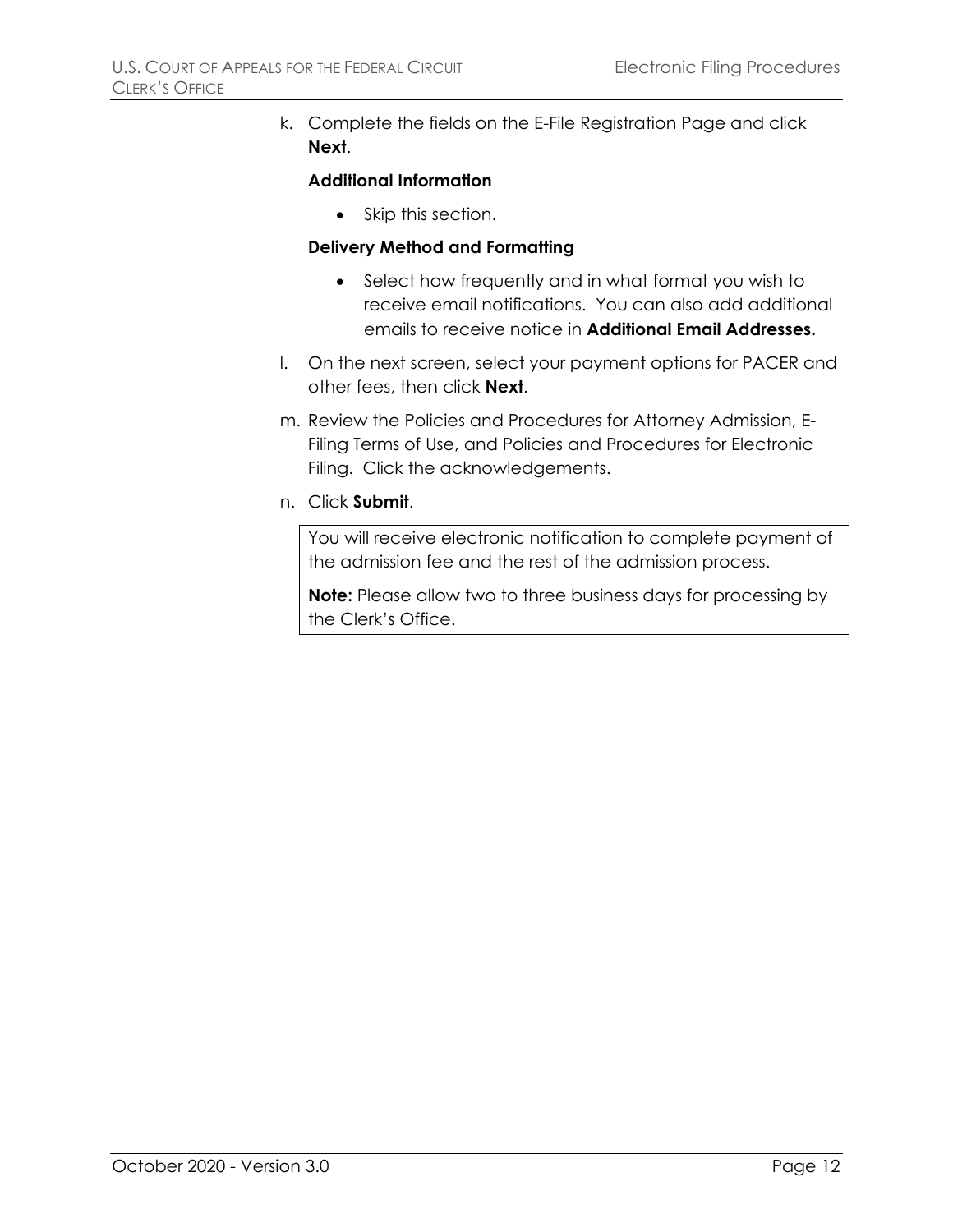k. Complete the fields on the E-File Registration Page and click **Next**.

**Additional Information**

- Skip this section.

**Delivery Method and Formatting**

- Select how frequently and in what format you wish to receive email notifications. You can also add additional emails to receive notice in **Additional Email Addresses.**

l. On the next screen, select your payment options for PACER and other fees, then click **Next**.

m. Review the Policies and Procedures for Attorney Admission, E-Filing Terms of Use, and Policies and Procedures for Electronic Filing. Click the acknowledgements.

n. Click **Submit**.

> You will receive electronic notification to complete payment of the admission fee and the rest of the admission process.
>
> **Note:** Please allow two to three business days for processing by the Clerk's Office.